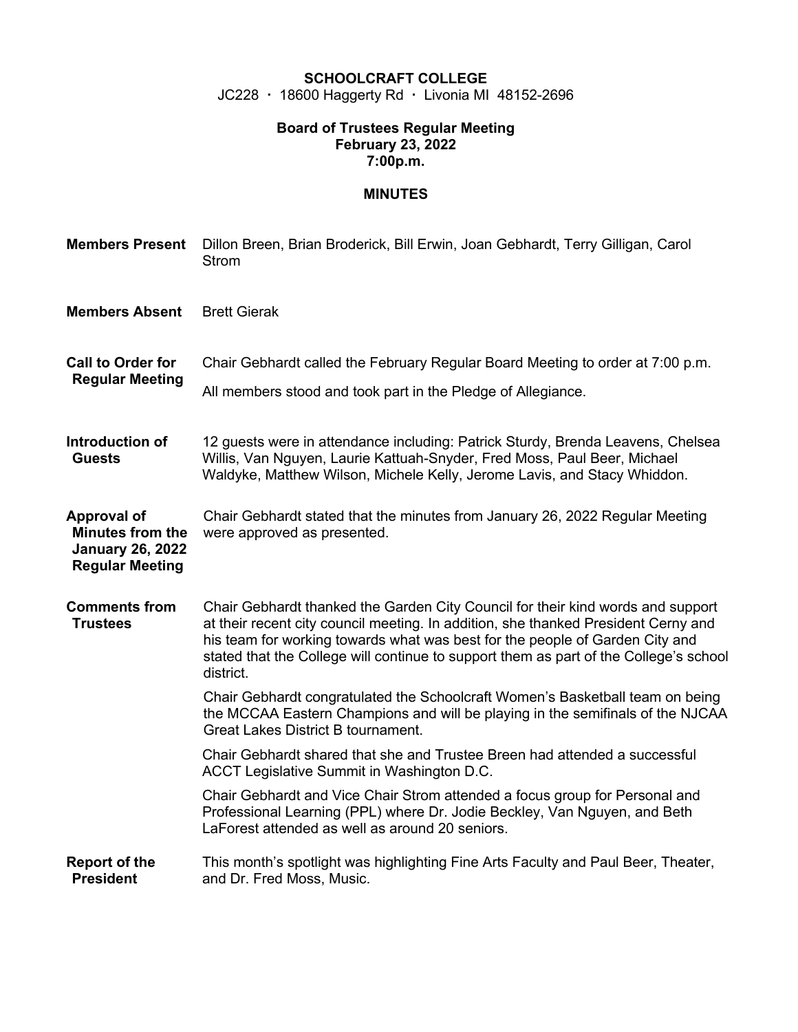**SCHOOLCRAFT COLLEGE**
JC228 · 18600 Haggerty Rd · Livonia MI 48152-2696

**Board of Trustees Regular Meeting**
**February 23, 2022**
**7:00p.m.**

**MINUTES**

**Members Present** Dillon Breen, Brian Broderick, Bill Erwin, Joan Gebhardt, Terry Gilligan, Carol Strom

**Members Absent** Brett Gierak

**Call to Order for Regular Meeting** Chair Gebhardt called the February Regular Board Meeting to order at 7:00 p.m.

All members stood and took part in the Pledge of Allegiance.

**Introduction of Guests** 12 guests were in attendance including: Patrick Sturdy, Brenda Leavens, Chelsea Willis, Van Nguyen, Laurie Kattuah-Snyder, Fred Moss, Paul Beer, Michael Waldyke, Matthew Wilson, Michele Kelly, Jerome Lavis, and Stacy Whiddon.

**Approval of Minutes from the January 26, 2022 Regular Meeting** Chair Gebhardt stated that the minutes from January 26, 2022 Regular Meeting were approved as presented.

**Comments from Trustees** Chair Gebhardt thanked the Garden City Council for their kind words and support at their recent city council meeting. In addition, she thanked President Cerny and his team for working towards what was best for the people of Garden City and stated that the College will continue to support them as part of the College's school district.

Chair Gebhardt congratulated the Schoolcraft Women's Basketball team on being the MCCAA Eastern Champions and will be playing in the semifinals of the NJCAA Great Lakes District B tournament.

Chair Gebhardt shared that she and Trustee Breen had attended a successful ACCT Legislative Summit in Washington D.C.

Chair Gebhardt and Vice Chair Strom attended a focus group for Personal and Professional Learning (PPL) where Dr. Jodie Beckley, Van Nguyen, and Beth LaForest attended as well as around 20 seniors.

**Report of the President** This month's spotlight was highlighting Fine Arts Faculty and Paul Beer, Theater, and Dr. Fred Moss, Music.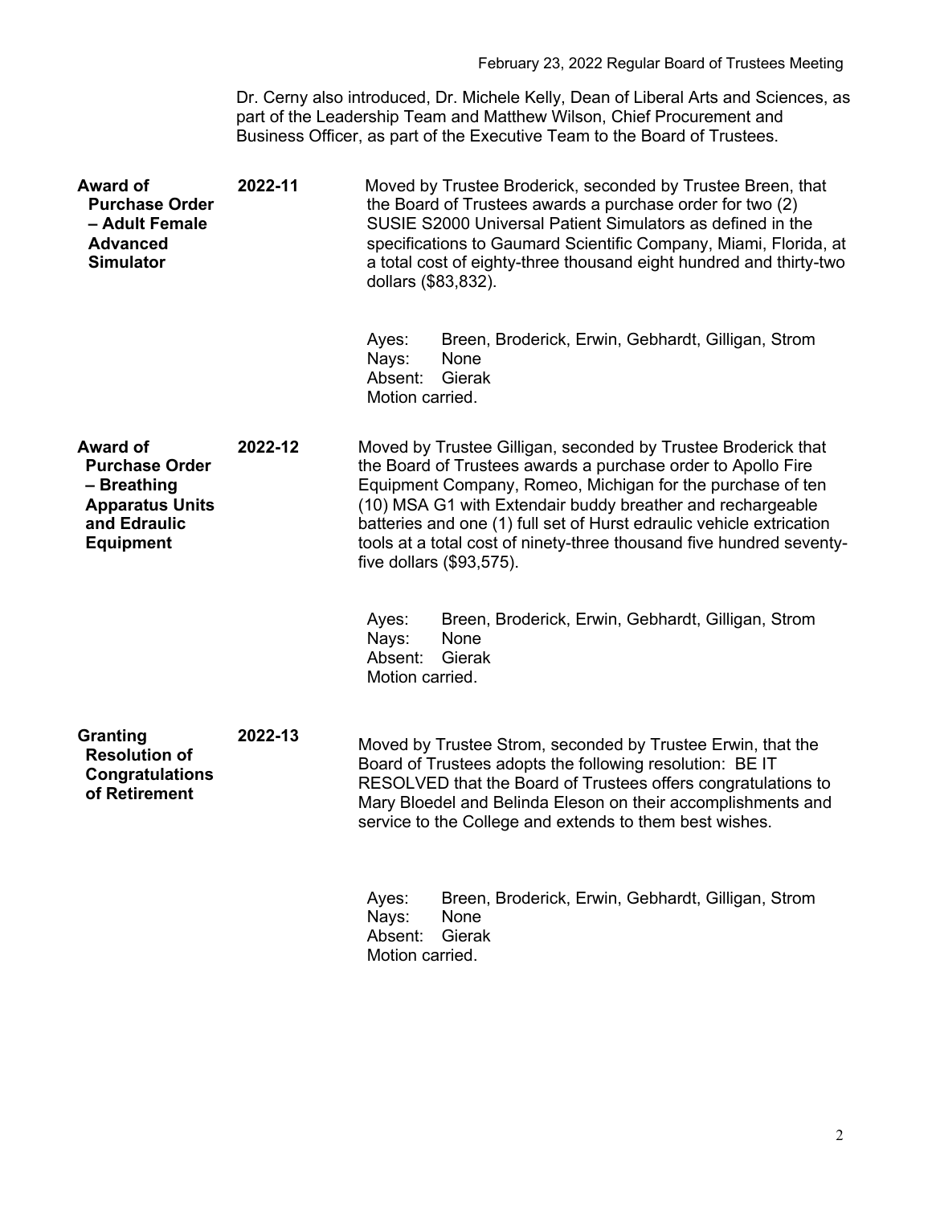Dr. Cerny also introduced, Dr. Michele Kelly, Dean of Liberal Arts and Sciences, as part of the Leadership Team and Matthew Wilson, Chief Procurement and Business Officer, as part of the Executive Team to the Board of Trustees.

**Award of Purchase Order – Adult Female Advanced Simulator**

**2022-11**

Moved by Trustee Broderick, seconded by Trustee Breen, that the Board of Trustees awards a purchase order for two (2) SUSIE S2000 Universal Patient Simulators as defined in the specifications to Gaumard Scientific Company, Miami, Florida, at a total cost of eighty-three thousand eight hundred and thirty-two dollars ($83,832).

Ayes: Breen, Broderick, Erwin, Gebhardt, Gilligan, Strom
Nays: None
Absent: Gierak
Motion carried.

**Award of Purchase Order – Breathing Apparatus Units and Edraulic Equipment**

**2022-12**

Moved by Trustee Gilligan, seconded by Trustee Broderick that the Board of Trustees awards a purchase order to Apollo Fire Equipment Company, Romeo, Michigan for the purchase of ten (10) MSA G1 with Extendair buddy breather and rechargeable batteries and one (1) full set of Hurst edraulic vehicle extrication tools at a total cost of ninety-three thousand five hundred seventy-five dollars ($93,575).

Ayes: Breen, Broderick, Erwin, Gebhardt, Gilligan, Strom
Nays: None
Absent: Gierak
Motion carried.

**Granting Resolution of Congratulations of Retirement**

**2022-13**

Moved by Trustee Strom, seconded by Trustee Erwin, that the Board of Trustees adopts the following resolution: BE IT RESOLVED that the Board of Trustees offers congratulations to Mary Bloedel and Belinda Eleson on their accomplishments and service to the College and extends to them best wishes.

Ayes: Breen, Broderick, Erwin, Gebhardt, Gilligan, Strom
Nays: None
Absent: Gierak
Motion carried.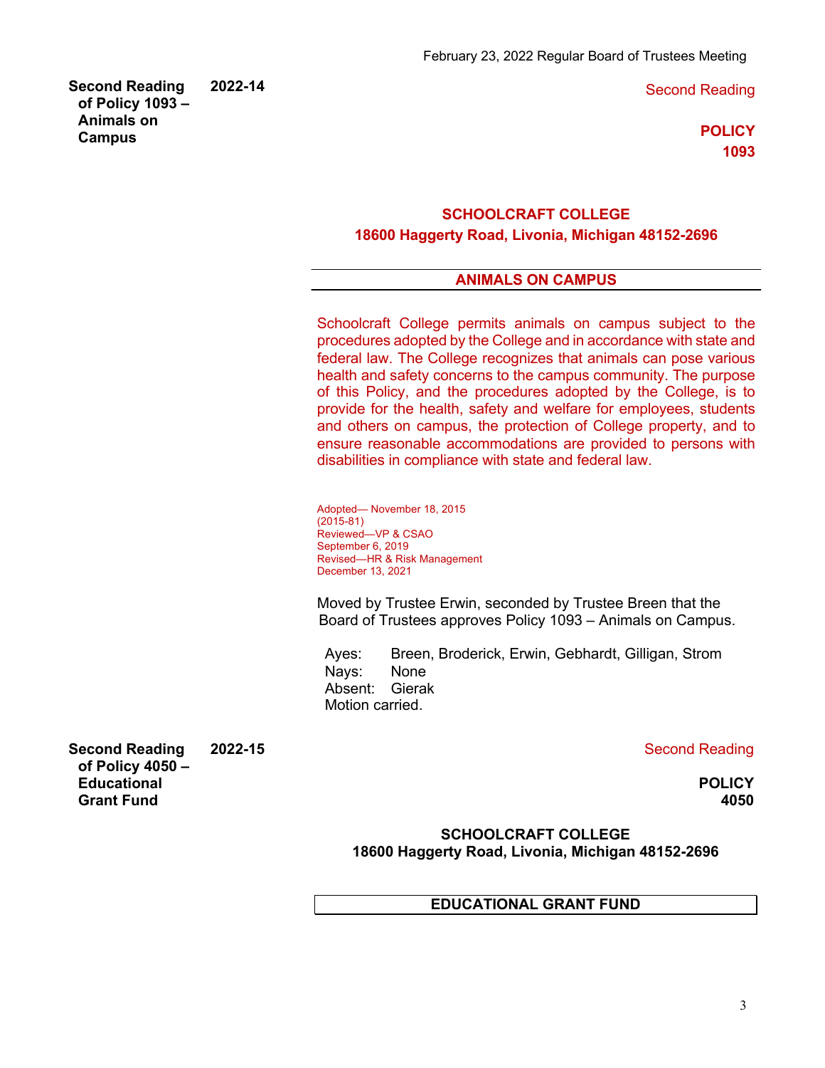**Second Reading of Policy 1093 – Animals on Campus** **2022-14**

Second Reading

**POLICY 1093**

**SCHOOLCRAFT COLLEGE**
**18600 Haggerty Road, Livonia, Michigan 48152-2696**

## ANIMALS ON CAMPUS

Schoolcraft College permits animals on campus subject to the procedures adopted by the College and in accordance with state and federal law. The College recognizes that animals can pose various health and safety concerns to the campus community. The purpose of this Policy, and the procedures adopted by the College, is to provide for the health, safety and welfare for employees, students and others on campus, the protection of College property, and to ensure reasonable accommodations are provided to persons with disabilities in compliance with state and federal law.

Adopted— November 18, 2015
(2015-81)
Reviewed—VP & CSAO
September 6, 2019
Revised—HR & Risk Management
December 13, 2021

Moved by Trustee Erwin, seconded by Trustee Breen that the Board of Trustees approves Policy 1093 – Animals on Campus.

Ayes: Breen, Broderick, Erwin, Gebhardt, Gilligan, Strom
Nays: None
Absent: Gierak
Motion carried.

**Second Reading of Policy 4050 – Educational Grant Fund** **2022-15**

Second Reading

**POLICY 4050**

**SCHOOLCRAFT COLLEGE**
**18600 Haggerty Road, Livonia, Michigan 48152-2696**

## EDUCATIONAL GRANT FUND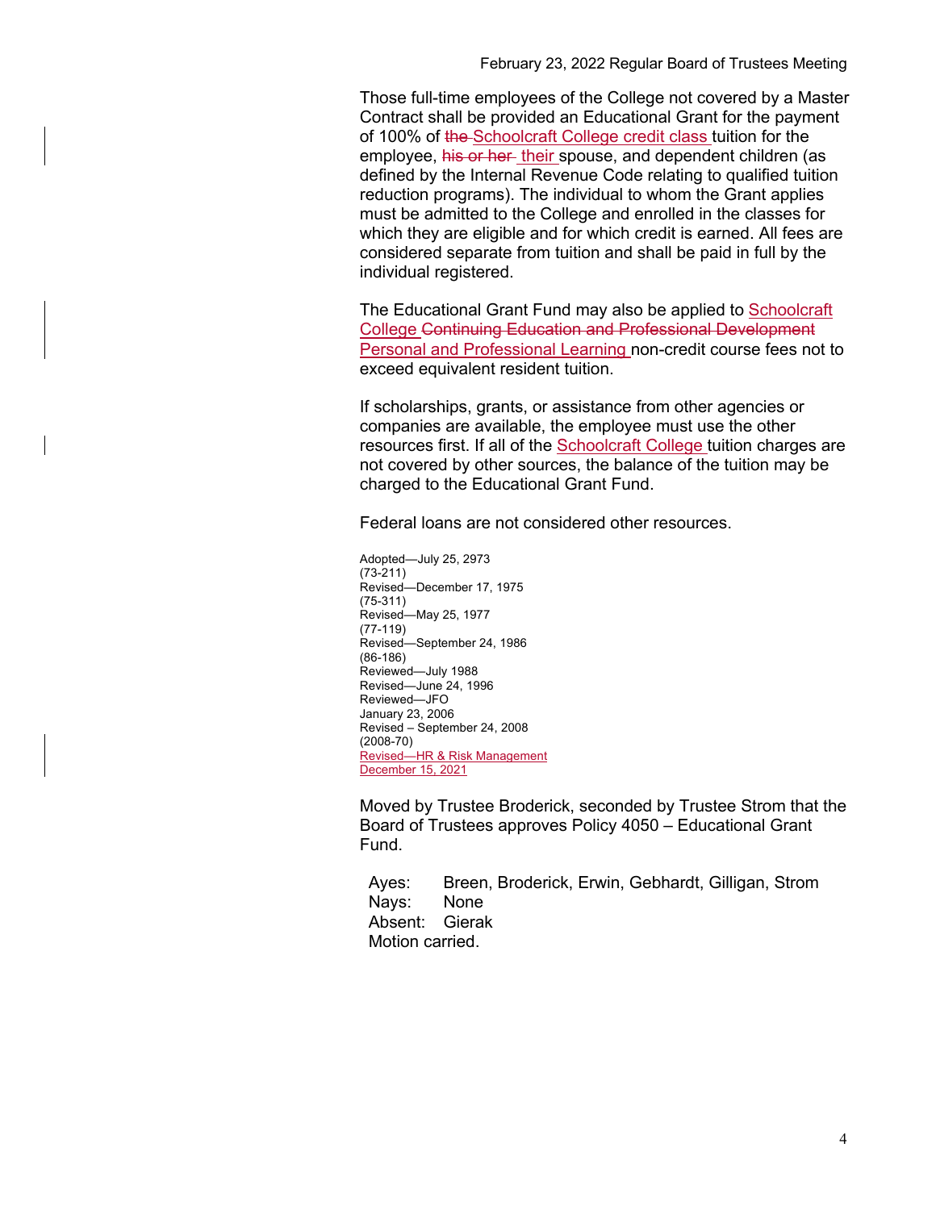Those full-time employees of the College not covered by a Master Contract shall be provided an Educational Grant for the payment of 100% of ~~the~~ Schoolcraft College credit class tuition for the employee, ~~his or her~~ their spouse, and dependent children (as defined by the Internal Revenue Code relating to qualified tuition reduction programs). The individual to whom the Grant applies must be admitted to the College and enrolled in the classes for which they are eligible and for which credit is earned. All fees are considered separate from tuition and shall be paid in full by the individual registered.

The Educational Grant Fund may also be applied to Schoolcraft College ~~Continuing Education and Professional Development~~ Personal and Professional Learning non-credit course fees not to exceed equivalent resident tuition.

If scholarships, grants, or assistance from other agencies or companies are available, the employee must use the other resources first. If all of the Schoolcraft College tuition charges are not covered by other sources, the balance of the tuition may be charged to the Educational Grant Fund.

Federal loans are not considered other resources.

Adopted—July 25, 2973
(73-211)
Revised—December 17, 1975
(75-311)
Revised—May 25, 1977
(77-119)
Revised—September 24, 1986
(86-186)
Reviewed—July 1988
Revised—June 24, 1996
Reviewed—JFO
January 23, 2006
Revised – September 24, 2008
(2008-70)
Revised—HR & Risk Management
December 15, 2021

Moved by Trustee Broderick, seconded by Trustee Strom that the Board of Trustees approves Policy 4050 – Educational Grant Fund.

Ayes: Breen, Broderick, Erwin, Gebhardt, Gilligan, Strom
Nays: None
Absent: Gierak
Motion carried.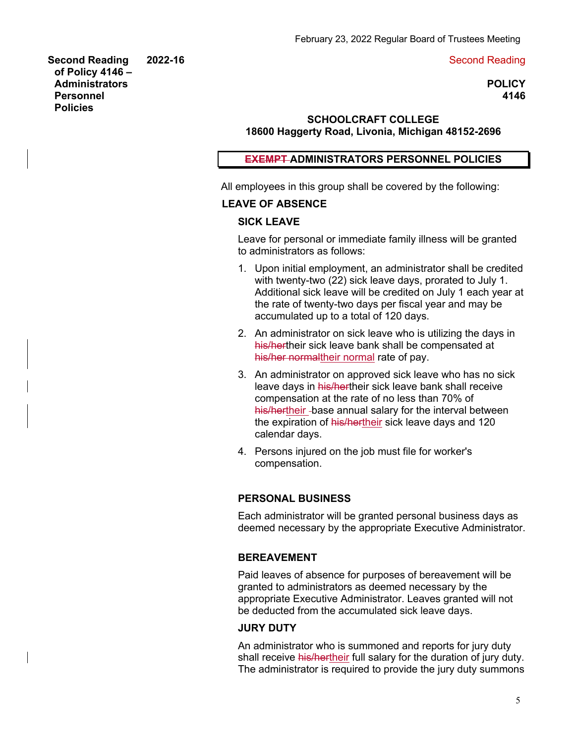**Second Reading of Policy 4146 – Administrators Personnel Policies** **2022-16**

Second Reading

**POLICY 4146**

**SCHOOLCRAFT COLLEGE**
**18600 Haggerty Road, Livonia, Michigan 48152-2696**

## ~~EXEMPT~~ ADMINISTRATORS PERSONNEL POLICIES

All employees in this group shall be covered by the following:

### LEAVE OF ABSENCE

#### SICK LEAVE

Leave for personal or immediate family illness will be granted to administrators as follows:

1. Upon initial employment, an administrator shall be credited with twenty-two (22) sick leave days, prorated to July 1. Additional sick leave will be credited on July 1 each year at the rate of twenty-two days per fiscal year and may be accumulated up to a total of 120 days.
2. An administrator on sick leave who is utilizing the days in ~~his/her~~their sick leave bank shall be compensated at ~~his/her normal~~their normal rate of pay.
3. An administrator on approved sick leave who has no sick leave days in ~~his/her~~their sick leave bank shall receive compensation at the rate of no less than 70% of ~~his/her~~their base annual salary for the interval between the expiration of ~~his/her~~their sick leave days and 120 calendar days.
4. Persons injured on the job must file for worker's compensation.

#### PERSONAL BUSINESS

Each administrator will be granted personal business days as deemed necessary by the appropriate Executive Administrator.

#### BEREAVEMENT

Paid leaves of absence for purposes of bereavement will be granted to administrators as deemed necessary by the appropriate Executive Administrator. Leaves granted will not be deducted from the accumulated sick leave days.

#### JURY DUTY

An administrator who is summoned and reports for jury duty shall receive ~~his/her~~their full salary for the duration of jury duty. The administrator is required to provide the jury duty summons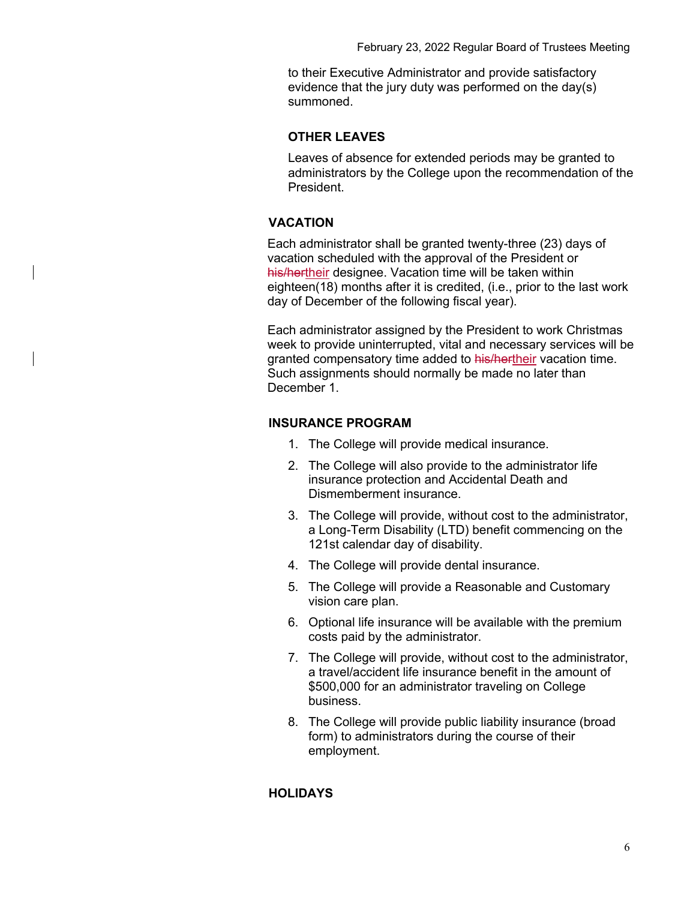to their Executive Administrator and provide satisfactory evidence that the jury duty was performed on the day(s) summoned.

### OTHER LEAVES

Leaves of absence for extended periods may be granted to administrators by the College upon the recommendation of the President.

## VACATION

Each administrator shall be granted twenty-three (23) days of vacation scheduled with the approval of the President or ~~his/her~~their designee. Vacation time will be taken within eighteen(18) months after it is credited, (i.e., prior to the last work day of December of the following fiscal year).

Each administrator assigned by the President to work Christmas week to provide uninterrupted, vital and necessary services will be granted compensatory time added to ~~his/her~~their vacation time. Such assignments should normally be made no later than December 1.

## INSURANCE PROGRAM

1. The College will provide medical insurance.
2. The College will also provide to the administrator life insurance protection and Accidental Death and Dismemberment insurance.
3. The College will provide, without cost to the administrator, a Long-Term Disability (LTD) benefit commencing on the 121st calendar day of disability.
4. The College will provide dental insurance.
5. The College will provide a Reasonable and Customary vision care plan.
6. Optional life insurance will be available with the premium costs paid by the administrator.
7. The College will provide, without cost to the administrator, a travel/accident life insurance benefit in the amount of $500,000 for an administrator traveling on College business.
8. The College will provide public liability insurance (broad form) to administrators during the course of their employment.

## HOLIDAYS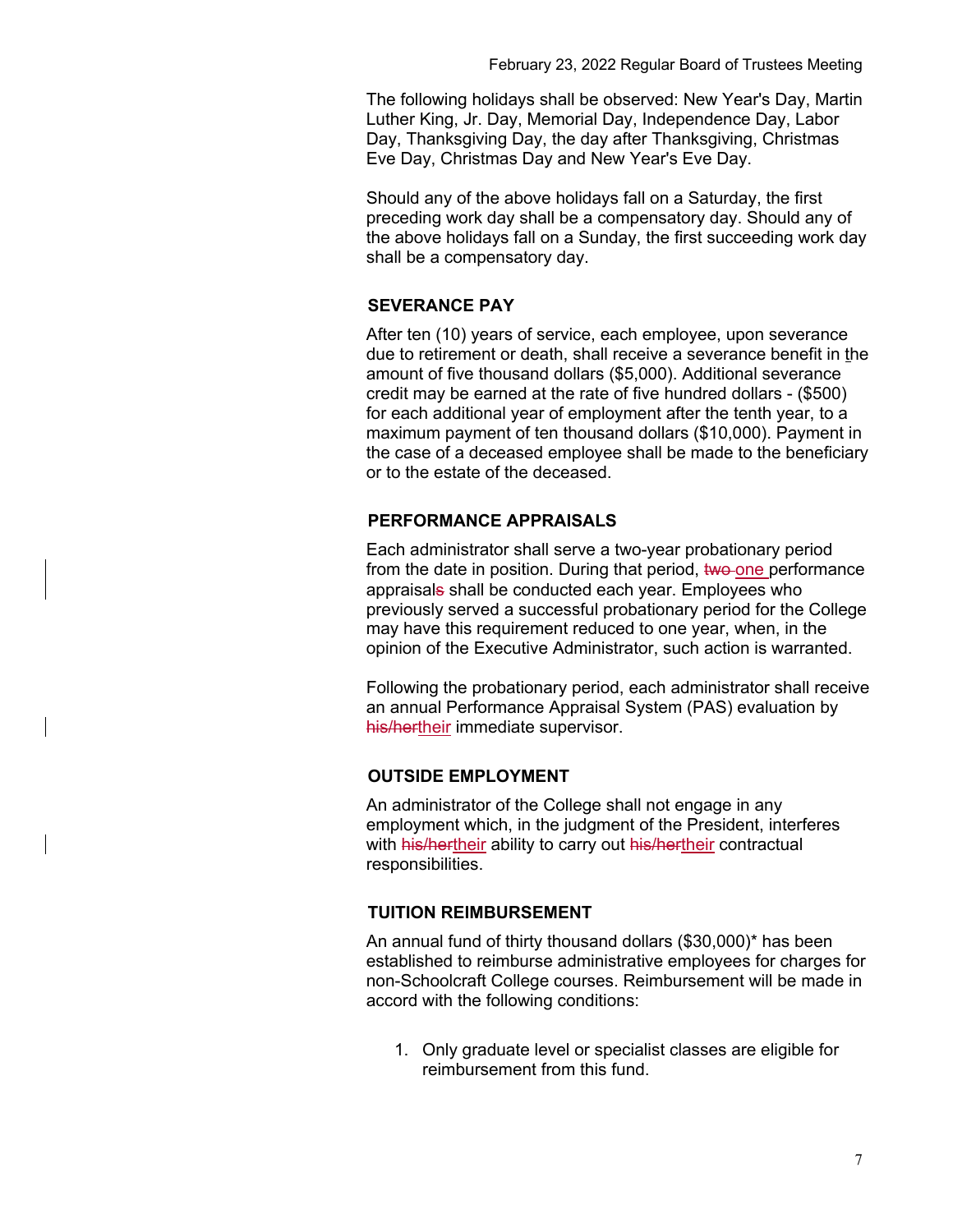The following holidays shall be observed: New Year's Day, Martin Luther King, Jr. Day, Memorial Day, Independence Day, Labor Day, Thanksgiving Day, the day after Thanksgiving, Christmas Eve Day, Christmas Day and New Year's Eve Day.

Should any of the above holidays fall on a Saturday, the first preceding work day shall be a compensatory day. Should any of the above holidays fall on a Sunday, the first succeeding work day shall be a compensatory day.

### SEVERANCE PAY

After ten (10) years of service, each employee, upon severance due to retirement or death, shall receive a severance benefit in the amount of five thousand dollars ($5,000). Additional severance credit may be earned at the rate of five hundred dollars - ($500) for each additional year of employment after the tenth year, to a maximum payment of ten thousand dollars ($10,000). Payment in the case of a deceased employee shall be made to the beneficiary or to the estate of the deceased.

### PERFORMANCE APPRAISALS

Each administrator shall serve a two-year probationary period from the date in position. During that period, ~~two~~ one performance appraisal~~s~~ shall be conducted each year. Employees who previously served a successful probationary period for the College may have this requirement reduced to one year, when, in the opinion of the Executive Administrator, such action is warranted.

Following the probationary period, each administrator shall receive an annual Performance Appraisal System (PAS) evaluation by ~~his/her~~their immediate supervisor.

### OUTSIDE EMPLOYMENT

An administrator of the College shall not engage in any employment which, in the judgment of the President, interferes with ~~his/her~~their ability to carry out ~~his/her~~their contractual responsibilities.

### TUITION REIMBURSEMENT

An annual fund of thirty thousand dollars ($30,000)* has been established to reimburse administrative employees for charges for non-Schoolcraft College courses. Reimbursement will be made in accord with the following conditions:

1. Only graduate level or specialist classes are eligible for reimbursement from this fund.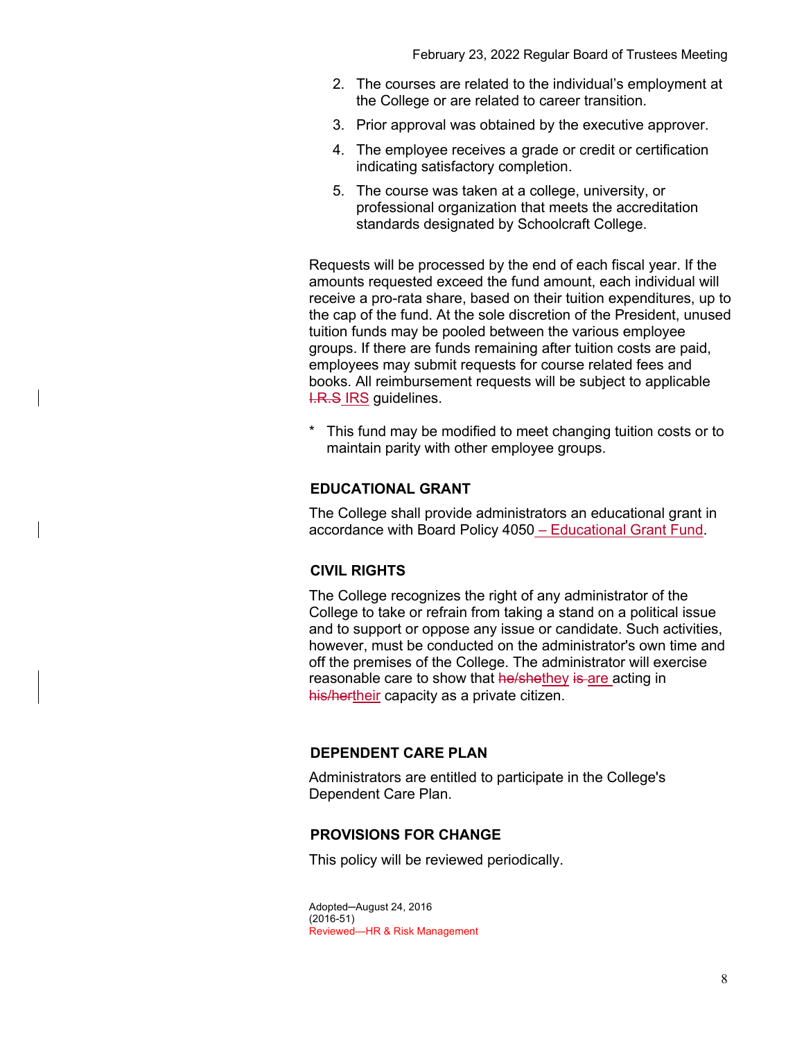2. The courses are related to the individual's employment at the College or are related to career transition.
3. Prior approval was obtained by the executive approver.
4. The employee receives a grade or credit or certification indicating satisfactory completion.
5. The course was taken at a college, university, or professional organization that meets the accreditation standards designated by Schoolcraft College.

Requests will be processed by the end of each fiscal year. If the amounts requested exceed the fund amount, each individual will receive a pro-rata share, based on their tuition expenditures, up to the cap of the fund. At the sole discretion of the President, unused tuition funds may be pooled between the various employee groups. If there are funds remaining after tuition costs are paid, employees may submit requests for course related fees and books. All reimbursement requests will be subject to applicable ~~I.R.S~~ IRS guidelines.

\* This fund may be modified to meet changing tuition costs or to maintain parity with other employee groups.

### EDUCATIONAL GRANT

The College shall provide administrators an educational grant in accordance with Board Policy 4050 – Educational Grant Fund.

### CIVIL RIGHTS

The College recognizes the right of any administrator of the College to take or refrain from taking a stand on a political issue and to support or oppose any issue or candidate. Such activities, however, must be conducted on the administrator's own time and off the premises of the College. The administrator will exercise reasonable care to show that ~~he/she~~they ~~is~~ are acting in ~~his/her~~their capacity as a private citizen.

### DEPENDENT CARE PLAN

Administrators are entitled to participate in the College's Dependent Care Plan.

### PROVISIONS FOR CHANGE

This policy will be reviewed periodically.

Adopted—August 24, 2016
(2016-51)
Reviewed—HR & Risk Management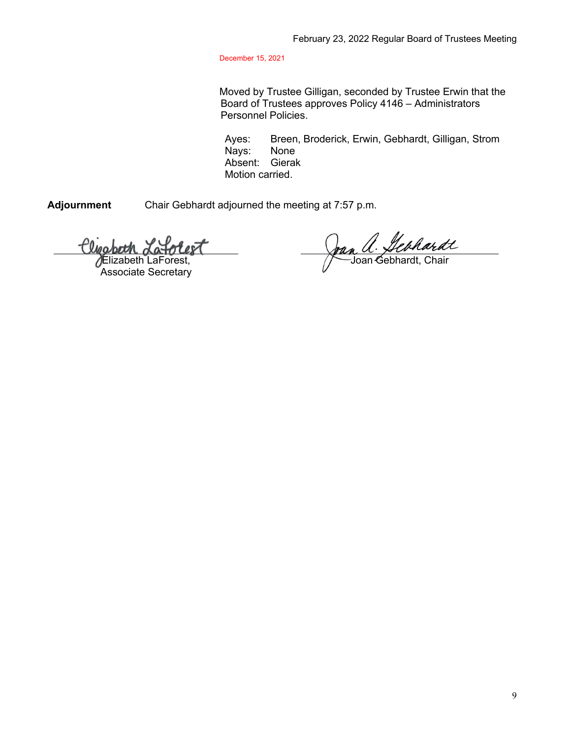December 15, 2021

Moved by Trustee Gilligan, seconded by Trustee Erwin that the Board of Trustees approves Policy 4146 – Administrators Personnel Policies.

Ayes: Breen, Broderick, Erwin, Gebhardt, Gilligan, Strom
Nays: None
Absent: Gierak
Motion carried.

**Adjournment** Chair Gebhardt adjourned the meeting at 7:57 p.m.

Elizabeth LaForest,
Associate Secretary

Joan Gebhardt, Chair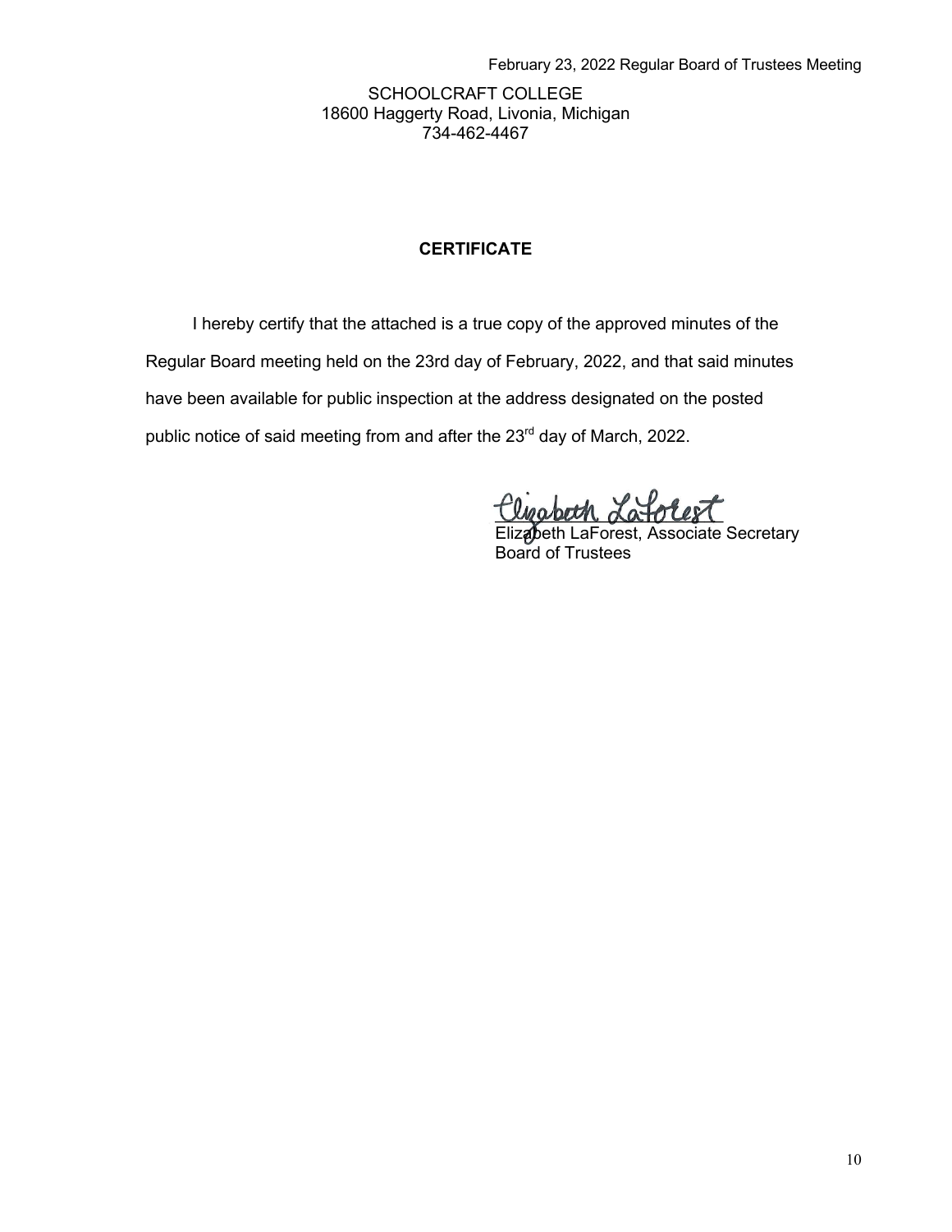SCHOOLCRAFT COLLEGE
18600 Haggerty Road, Livonia, Michigan
734-462-4467

**CERTIFICATE**

I hereby certify that the attached is a true copy of the approved minutes of the Regular Board meeting held on the 23rd day of February, 2022, and that said minutes have been available for public inspection at the address designated on the posted public notice of said meeting from and after the 23rd day of March, 2022.

Elizabeth LaForest
Elizabeth LaForest, Associate Secretary
Board of Trustees